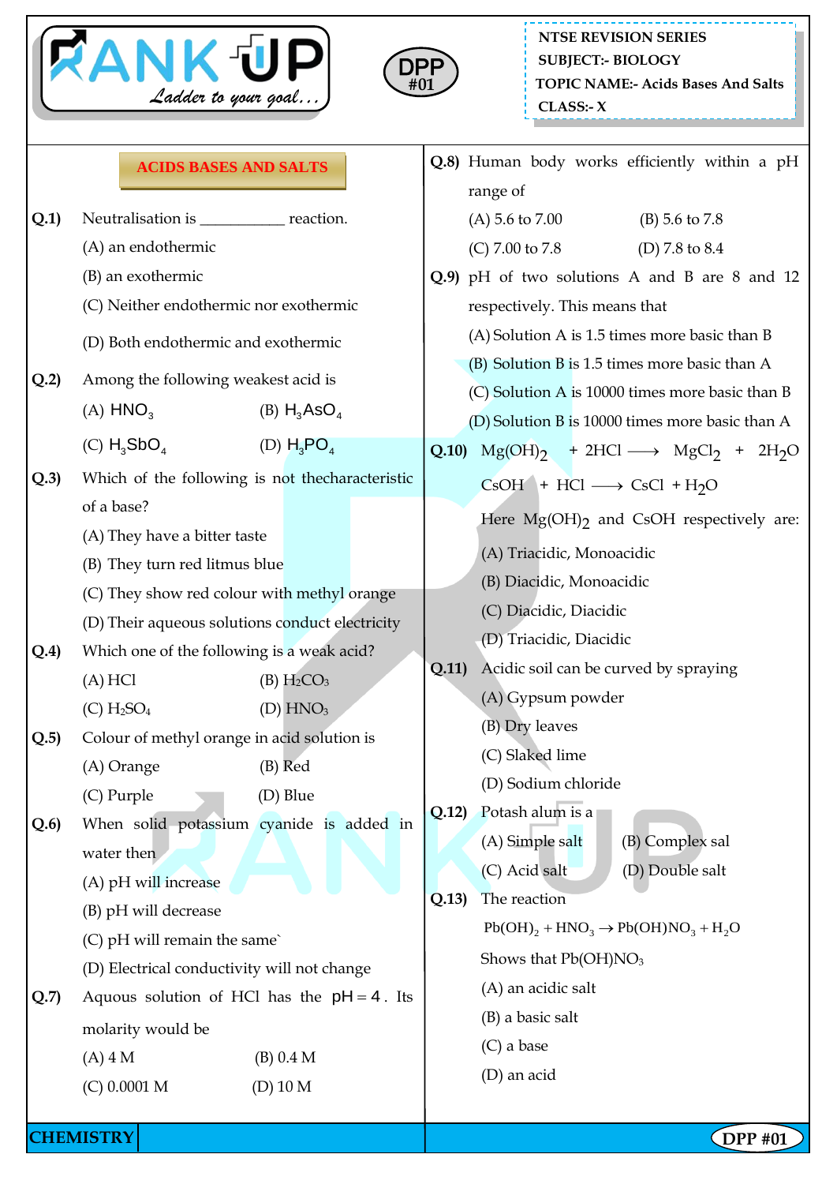NTSE REVISION SERIES
SUBJECT:- BIOLOGY
TOPIC NAME:- Acids Bases And Salts
CLASS:- X

## ACIDS BASES AND SALTS

**Q.1)** Neutralisation is __________ reaction.

(A) an endothermic

(B) an exothermic

(C) Neither endothermic nor exothermic

(D) Both endothermic and exothermic

**Q.2)** Among the following weakest acid is

(A) $HNO_3$ (B) $H_3AsO_4$

(C) $H_3SbO_4$ (D) $H_3PO_4$

**Q.3)** Which of the following is not thecharacteristic of a base?

(A) They have a bitter taste

(B) They turn red litmus blue

(C) They show red colour with methyl orange

(D) Their aqueous solutions conduct electricity

**Q.4)** Which one of the following is a weak acid?

(A) HCl (B) $H_2CO_3$

(C) $H_2SO_4$ (D) $HNO_3$

**Q.5)** Colour of methyl orange in acid solution is

(A) Orange (B) Red

(C) Purple (D) Blue

**Q.6)** When solid potassium cyanide is added in water then

(A) pH will increase

(B) pH will decrease

(C) pH will remain the same`

(D) Electrical conductivity will not change

**Q.7)** Aquous solution of HCl has the $pH = 4$. Its molarity would be

(A) 4 M (B) 0.4 M

(C) 0.0001 M (D) 10 M

**Q.8)** Human body works efficiently within a pH range of

(A) 5.6 to 7.00 (B) 5.6 to 7.8

(C) 7.00 to 7.8 (D) 7.8 to 8.4

**Q.9)** pH of two solutions A and B are 8 and 12 respectively. This means that

(A) Solution A is 1.5 times more basic than B

(B) Solution B is 1.5 times more basic than A

(C) Solution A is 10000 times more basic than B

(D) Solution B is 10000 times more basic than A

**Q.10)** $Mg(OH)_2 + 2HCl \longrightarrow MgCl_2 + 2H_2O$

$CsOH + HCl \longrightarrow CsCl + H_2O$

Here $Mg(OH)_2$ and CsOH respectively are:

(A) Triacidic, Monoacidic

(B) Diacidic, Monoacidic

(C) Diacidic, Diacidic

(D) Triacidic, Diacidic

**Q.11)** Acidic soil can be curved by spraying

(A) Gypsum powder

(B) Dry leaves

(C) Slaked lime

(D) Sodium chloride

**Q.12)** Potash alum is a

(A) Simple salt (B) Complex sal

(C) Acid salt (D) Double salt

**Q.13)** The reaction

$Pb(OH)_2 + HNO_3 \rightarrow Pb(OH)NO_3 + H_2O$

Shows that $Pb(OH)NO_3$

(A) an acidic salt

(B) a basic salt

(C) a base

(D) an acid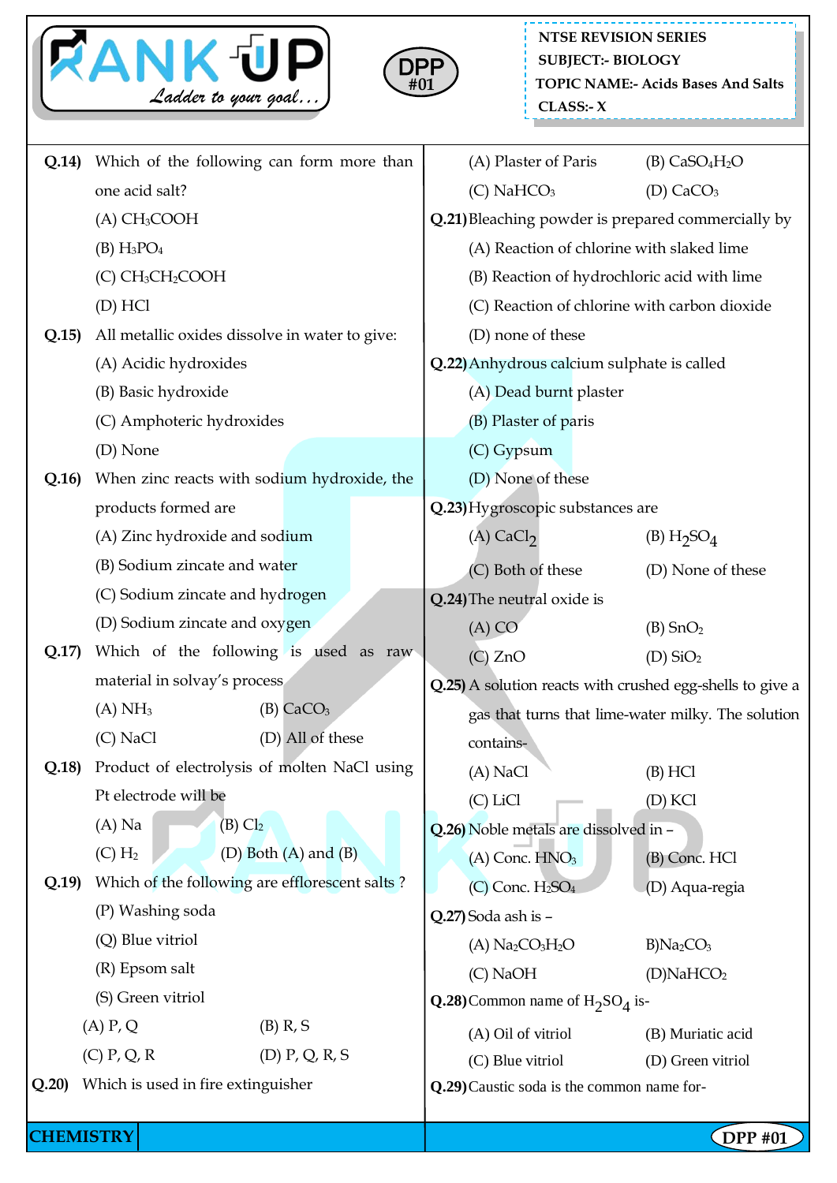**Q.14)** Which of the following can form more than one acid salt?

(A) $CH_3COOH$

(B) $H_3PO_4$

(C) $CH_3CH_2COOH$

(D) HCl

**Q.15)** All metallic oxides dissolve in water to give:

(A) Acidic hydroxides

(B) Basic hydroxide

(C) Amphoteric hydroxides

(D) None

**Q.16)** When zinc reacts with sodium hydroxide, the products formed are

(A) Zinc hydroxide and sodium

(B) Sodium zincate and water

(C) Sodium zincate and hydrogen

(D) Sodium zincate and oxygen

**Q.17)** Which of the following is used as raw material in solvay's process

(A) $NH_3$ (B) $CaCO_3$

(C) NaCl (D) All of these

**Q.18)** Product of electrolysis of molten NaCl using Pt electrode will be

(A) Na (B) $Cl_2$

(C) $H_2$ (D) Both (A) and (B)

**Q.19)** Which of the following are efflorescent salts ?

(P) Washing soda

(Q) Blue vitriol

(R) Epsom salt

(S) Green vitriol

(A) P, Q (B) R, S

(C) P, Q, R (D) P, Q, R, S

**Q.20)** Which is used in fire extinguisher

(A) Plaster of Paris (B) $CaSO_4H_2O$

(C) $NaHCO_3$ (D) $CaCO_3$

**Q.21)** Bleaching powder is prepared commercially by

(A) Reaction of chlorine with slaked lime

(B) Reaction of hydrochloric acid with lime

(C) Reaction of chlorine with carbon dioxide

(D) none of these

**Q.22)** Anhydrous calcium sulphate is called

(A) Dead burnt plaster

(B) Plaster of paris

(C) Gypsum

(D) None of these

**Q.23)** Hygroscopic substances are

(A) $CaCl_2$ (B) $H_2SO_4$

(C) Both of these (D) None of these

**Q.24)** The neutral oxide is

(A) CO (B) $SnO_2$

(C) ZnO (D) $SiO_2$

**Q.25)** A solution reacts with crushed egg-shells to give a gas that turns that lime-water milky. The solution contains-

(A) NaCl (B) HCl

(C) LiCl (D) KCl

**Q.26)** Noble metals are dissolved in –

(A) Conc. $HNO_3$ (B) Conc. HCl

(C) Conc. $H_2SO_4$ (D) Aqua-regia

**Q.27)** Soda ash is –

(A) $Na_2CO_3H_2O$ B) $Na_2CO_3$

(C) NaOH (D) $NaHCO_2$

**Q.28)** Common name of $H_2SO_4$ is-

(A) Oil of vitriol (B) Muriatic acid

(C) Blue vitriol (D) Green vitriol

**Q.29)** Caustic soda is the common name for-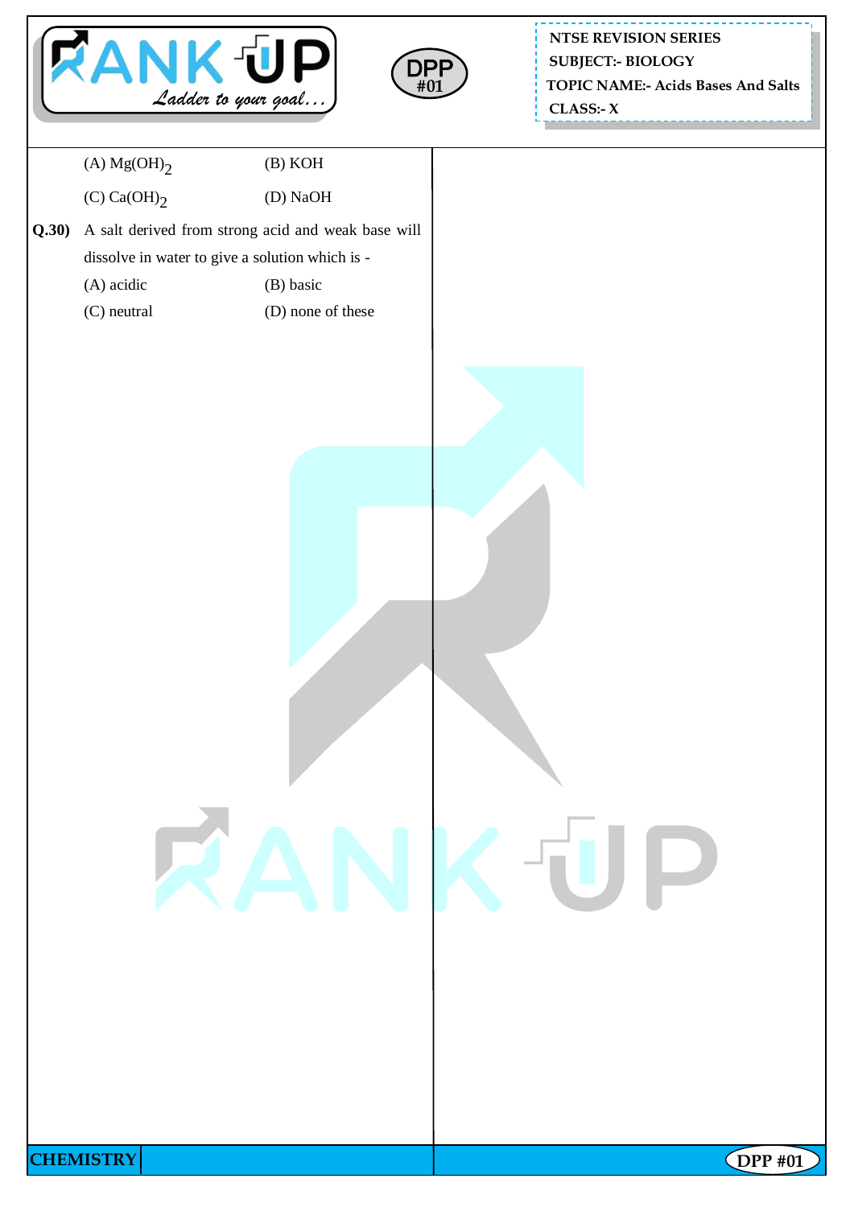(A) $Mg(OH)_2$ (B) KOH

(C) $Ca(OH)_2$ (D) NaOH

**Q.30)** A salt derived from strong acid and weak base will dissolve in water to give a solution which is -

(A) acidic (B) basic

(C) neutral (D) none of these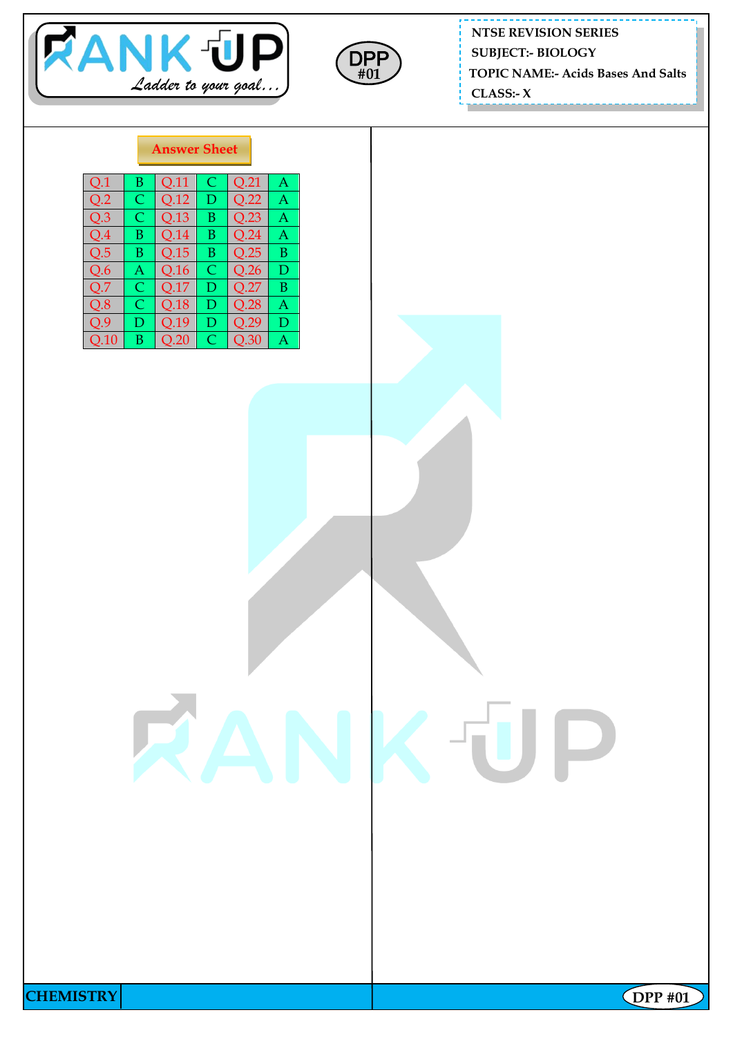NTSE REVISION SERIES
SUBJECT:- BIOLOGY
TOPIC NAME:- Acids Bases And Salts
CLASS:- X

## Answer Sheet

| | | | | | |
|---|---|---|---|---|---|
| Q.1 | B | Q.11 | C | Q.21 | A |
| Q.2 | C | Q.12 | D | Q.22 | A |
| Q.3 | C | Q.13 | B | Q.23 | A |
| Q.4 | B | Q.14 | B | Q.24 | A |
| Q.5 | B | Q.15 | B | Q.25 | B |
| Q.6 | A | Q.16 | C | Q.26 | D |
| Q.7 | C | Q.17 | D | Q.27 | B |
| Q.8 | C | Q.18 | D | Q.28 | A |
| Q.9 | D | Q.19 | D | Q.29 | D |
| Q.10 | B | Q.20 | C | Q.30 | A |